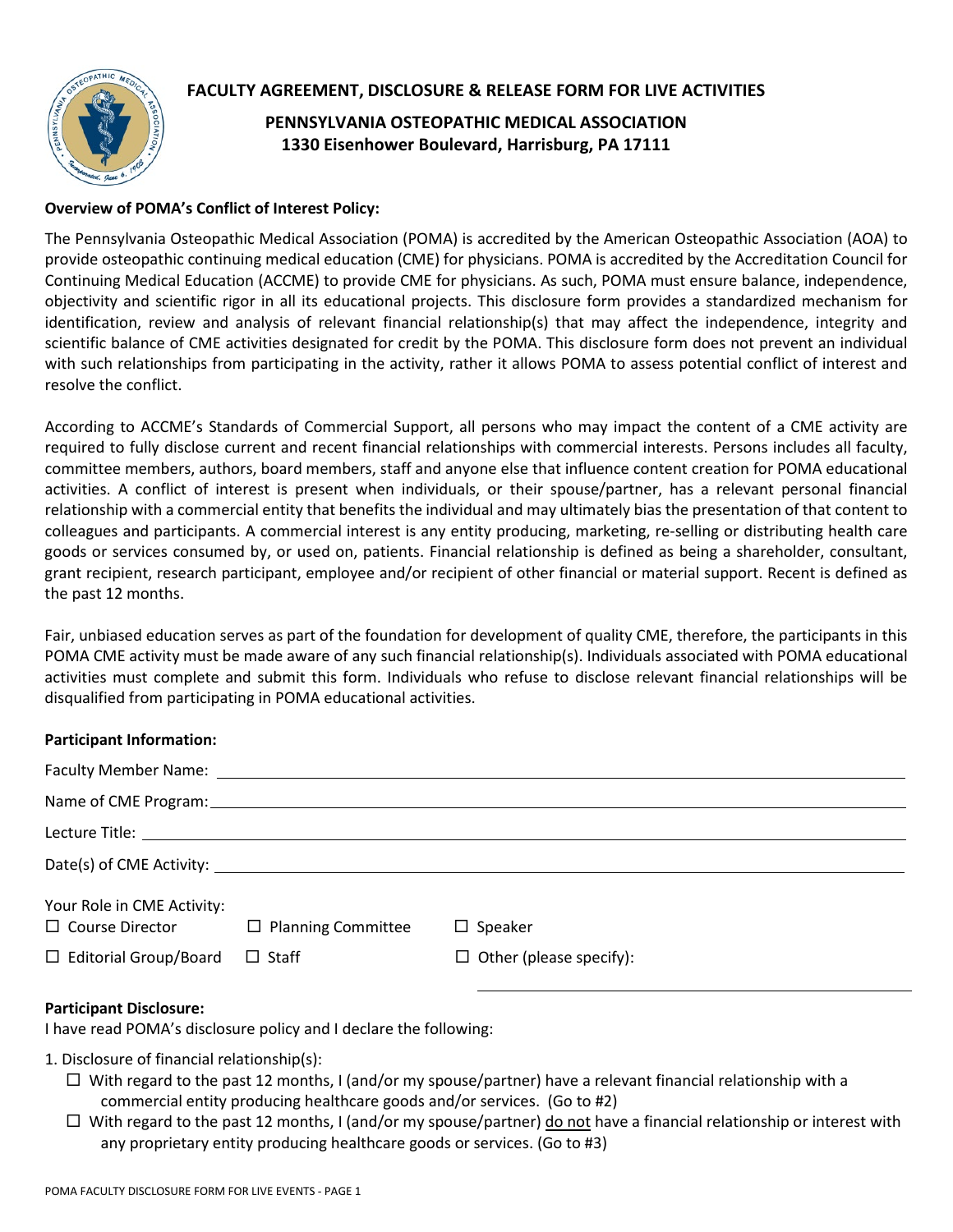# FACULTY AGREEMENT, DISCLOSURE & RELEASE FORM FOR LIVE ACTIVITIES

## PENNSYLVANIA OSTEOPATHIC MEDICAL ASSOCIATION
**1330 Eisenhower Boulevard, Harrisburg, PA 17111**

**Overview of POMA's Conflict of Interest Policy:**

The Pennsylvania Osteopathic Medical Association (POMA) is accredited by the American Osteopathic Association (AOA) to provide osteopathic continuing medical education (CME) for physicians. POMA is accredited by the Accreditation Council for Continuing Medical Education (ACCME) to provide CME for physicians. As such, POMA must ensure balance, independence, objectivity and scientific rigor in all its educational projects. This disclosure form provides a standardized mechanism for identification, review and analysis of relevant financial relationship(s) that may affect the independence, integrity and scientific balance of CME activities designated for credit by the POMA. This disclosure form does not prevent an individual with such relationships from participating in the activity, rather it allows POMA to assess potential conflict of interest and resolve the conflict.

According to ACCME's Standards of Commercial Support, all persons who may impact the content of a CME activity are required to fully disclose current and recent financial relationships with commercial interests. Persons includes all faculty, committee members, authors, board members, staff and anyone else that influence content creation for POMA educational activities. A conflict of interest is present when individuals, or their spouse/partner, has a relevant personal financial relationship with a commercial entity that benefits the individual and may ultimately bias the presentation of that content to colleagues and participants. A commercial interest is any entity producing, marketing, re-selling or distributing health care goods or services consumed by, or used on, patients. Financial relationship is defined as being a shareholder, consultant, grant recipient, research participant, employee and/or recipient of other financial or material support. Recent is defined as the past 12 months.

Fair, unbiased education serves as part of the foundation for development of quality CME, therefore, the participants in this POMA CME activity must be made aware of any such financial relationship(s). Individuals associated with POMA educational activities must complete and submit this form. Individuals who refuse to disclose relevant financial relationships will be disqualified from participating in POMA educational activities.

**Participant Information:**

Faculty Member Name: ______________________________

Name of CME Program: ______________________________

Lecture Title: ______________________________

Date(s) of CME Activity: ______________________________

Your Role in CME Activity:

☐ Course Director ☐ Planning Committee ☐ Speaker

☐ Editorial Group/Board ☐ Staff ☐ Other (please specify): ______________________________

**Participant Disclosure:**

I have read POMA's disclosure policy and I declare the following:

1. Disclosure of financial relationship(s):
   - ☐ With regard to the past 12 months, I (and/or my spouse/partner) have a relevant financial relationship with a commercial entity producing healthcare goods and/or services. (Go to #2)
   - ☐ With regard to the past 12 months, I (and/or my spouse/partner) do not have a financial relationship or interest with any proprietary entity producing healthcare goods or services. (Go to #3)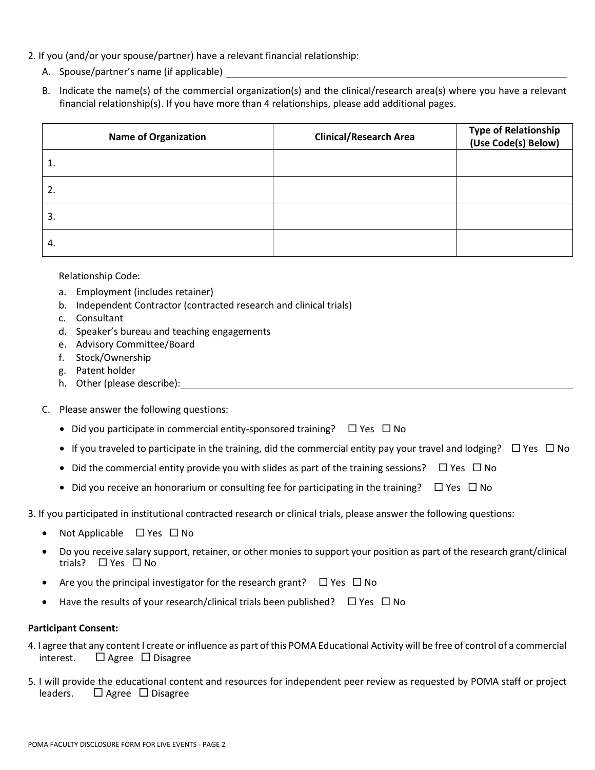2. If you (and/or your spouse/partner) have a relevant financial relationship:

   A. Spouse/partner's name (if applicable) \_\_\_\_\_\_\_\_\_\_\_\_\_\_\_\_\_\_\_\_\_\_\_\_\_\_\_\_\_\_\_\_\_\_\_\_\_\_\_\_

   B. Indicate the name(s) of the commercial organization(s) and the clinical/research area(s) where you have a relevant financial relationship(s). If you have more than 4 relationships, please add additional pages.

| Name of Organization | Clinical/Research Area | Type of Relationship (Use Code(s) Below) |
|---|---|---|
| 1. | | |
| 2. | | |
| 3. | | |
| 4. | | |

   Relationship Code:

   a. Employment (includes retainer)
   b. Independent Contractor (contracted research and clinical trials)
   c. Consultant
   d. Speaker's bureau and teaching engagements
   e. Advisory Committee/Board
   f. Stock/Ownership
   g. Patent holder
   h. Other (please describe): \_\_\_\_\_\_\_\_\_\_\_\_\_\_\_\_\_\_\_\_\_\_\_\_\_\_\_\_\_\_\_\_\_\_\_\_\_\_\_\_

   C. Please answer the following questions:

   - Did you participate in commercial entity-sponsored training? ☐ Yes ☐ No
   - If you traveled to participate in the training, did the commercial entity pay your travel and lodging? ☐ Yes ☐ No
   - Did the commercial entity provide you with slides as part of the training sessions? ☐ Yes ☐ No
   - Did you receive an honorarium or consulting fee for participating in the training? ☐ Yes ☐ No

3. If you participated in institutional contracted research or clinical trials, please answer the following questions:

   - Not Applicable ☐ Yes ☐ No
   - Do you receive salary support, retainer, or other monies to support your position as part of the research grant/clinical trials? ☐ Yes ☐ No
   - Are you the principal investigator for the research grant? ☐ Yes ☐ No
   - Have the results of your research/clinical trials been published? ☐ Yes ☐ No

**Participant Consent:**

4. I agree that any content I create or influence as part of this POMA Educational Activity will be free of control of a commercial interest. ☐ Agree ☐ Disagree

5. I will provide the educational content and resources for independent peer review as requested by POMA staff or project leaders. ☐ Agree ☐ Disagree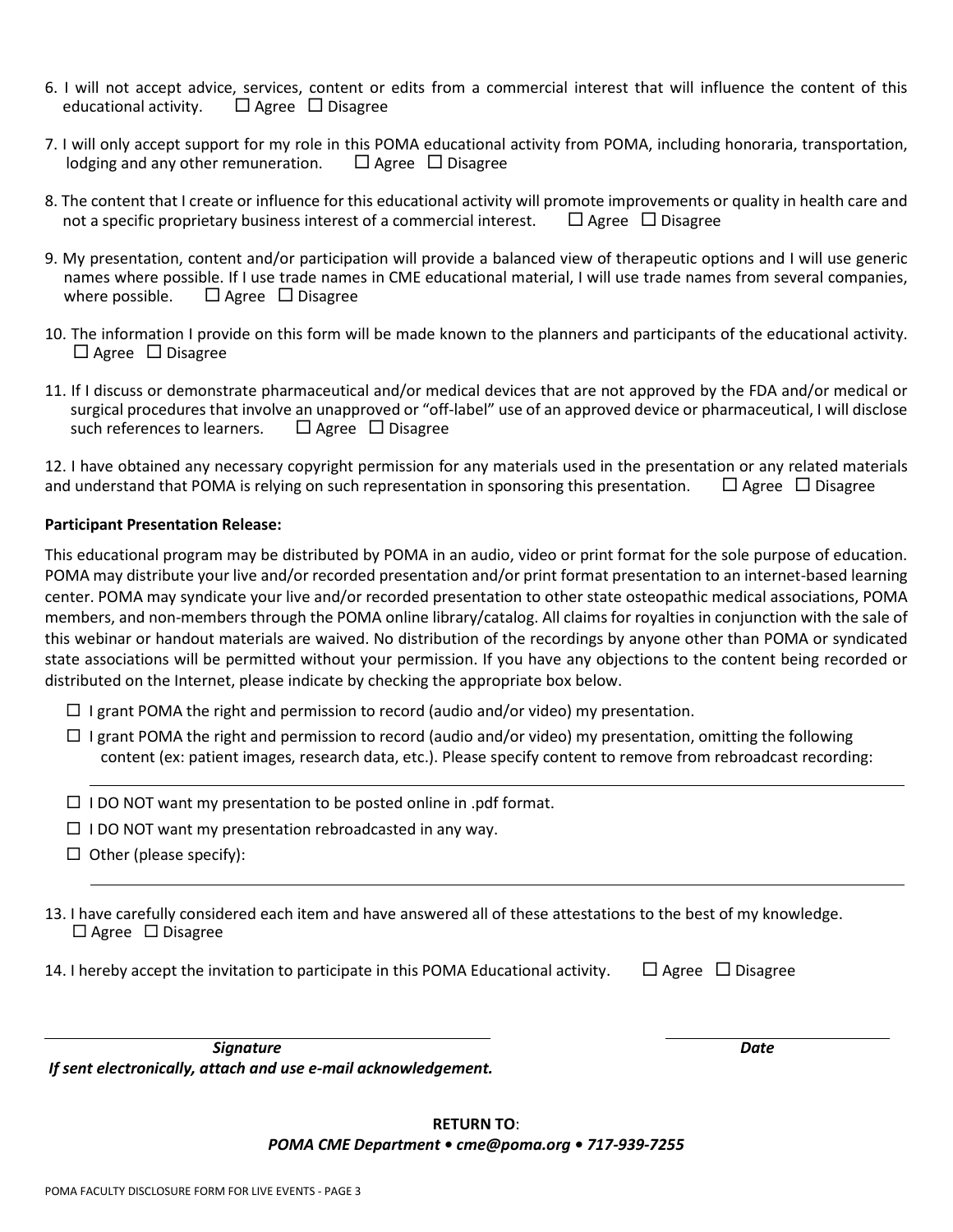6. I will not accept advice, services, content or edits from a commercial interest that will influence the content of this educational activity. ☐ Agree ☐ Disagree

7. I will only accept support for my role in this POMA educational activity from POMA, including honoraria, transportation, lodging and any other remuneration. ☐ Agree ☐ Disagree

8. The content that I create or influence for this educational activity will promote improvements or quality in health care and not a specific proprietary business interest of a commercial interest. ☐ Agree ☐ Disagree

9. My presentation, content and/or participation will provide a balanced view of therapeutic options and I will use generic names where possible. If I use trade names in CME educational material, I will use trade names from several companies, where possible. ☐ Agree ☐ Disagree

10. The information I provide on this form will be made known to the planners and participants of the educational activity. ☐ Agree ☐ Disagree

11. If I discuss or demonstrate pharmaceutical and/or medical devices that are not approved by the FDA and/or medical or surgical procedures that involve an unapproved or "off-label" use of an approved device or pharmaceutical, I will disclose such references to learners. ☐ Agree ☐ Disagree

12. I have obtained any necessary copyright permission for any materials used in the presentation or any related materials and understand that POMA is relying on such representation in sponsoring this presentation. ☐ Agree ☐ Disagree

**Participant Presentation Release:**

This educational program may be distributed by POMA in an audio, video or print format for the sole purpose of education. POMA may distribute your live and/or recorded presentation and/or print format presentation to an internet-based learning center. POMA may syndicate your live and/or recorded presentation to other state osteopathic medical associations, POMA members, and non-members through the POMA online library/catalog. All claims for royalties in conjunction with the sale of this webinar or handout materials are waived. No distribution of the recordings by anyone other than POMA or syndicated state associations will be permitted without your permission. If you have any objections to the content being recorded or distributed on the Internet, please indicate by checking the appropriate box below.

☐ I grant POMA the right and permission to record (audio and/or video) my presentation.

☐ I grant POMA the right and permission to record (audio and/or video) my presentation, omitting the following content (ex: patient images, research data, etc.). Please specify content to remove from rebroadcast recording:

\_\_\_\_\_\_\_\_\_\_\_\_\_\_\_\_\_\_\_\_\_\_\_\_\_\_\_\_\_\_\_\_\_\_\_\_\_\_\_\_\_\_\_\_\_\_\_\_\_\_\_\_\_\_

☐ I DO NOT want my presentation to be posted online in .pdf format.

☐ I DO NOT want my presentation rebroadcasted in any way.

☐ Other (please specify):

\_\_\_\_\_\_\_\_\_\_\_\_\_\_\_\_\_\_\_\_\_\_\_\_\_\_\_\_\_\_\_\_\_\_\_\_\_\_\_\_\_\_\_\_\_\_\_\_\_\_\_\_\_\_

13. I have carefully considered each item and have answered all of these attestations to the best of my knowledge. ☐ Agree ☐ Disagree

14. I hereby accept the invitation to participate in this POMA Educational activity. ☐ Agree ☐ Disagree

\_\_\_\_\_\_\_\_\_\_\_\_\_\_\_\_\_\_\_\_\_\_\_\_\_\_\_\_\_\_\_\_\_\_\_\_\_\_\_\_ \_\_\_\_\_\_\_\_\_\_\_\_\_\_\_\_\_\_\_\_

***Signature*** ***Date***

***If sent electronically, attach and use e-mail acknowledgement.***

**RETURN TO**:

***POMA CME Department • cme@poma.org • 717-939-7255***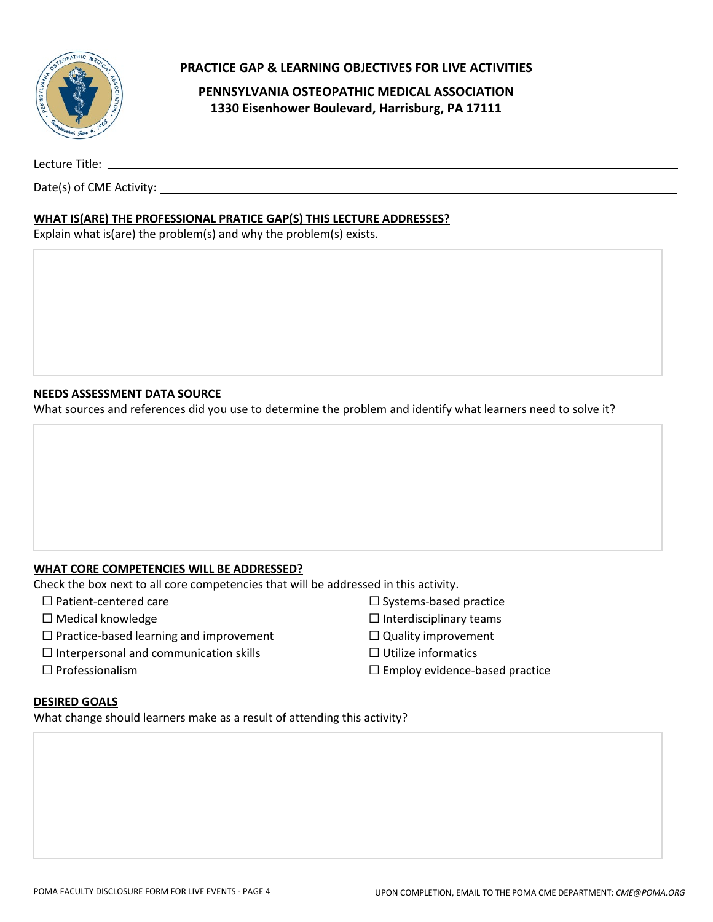## PRACTICE GAP & LEARNING OBJECTIVES FOR LIVE ACTIVITIES

**PENNSYLVANIA OSTEOPATHIC MEDICAL ASSOCIATION**
**1330 Eisenhower Boulevard, Harrisburg, PA 17111**

Lecture Title: ______________________________________________

Date(s) of CME Activity: ______________________________________________

**WHAT IS(ARE) THE PROFESSIONAL PRATICE GAP(S) THIS LECTURE ADDRESSES?**

Explain what is(are) the problem(s) and why the problem(s) exists.

**NEEDS ASSESSMENT DATA SOURCE**

What sources and references did you use to determine the problem and identify what learners need to solve it?

**WHAT CORE COMPETENCIES WILL BE ADDRESSED?**

Check the box next to all core competencies that will be addressed in this activity.

- ☐ Patient-centered care
- ☐ Medical knowledge
- ☐ Practice-based learning and improvement
- ☐ Interpersonal and communication skills
- ☐ Professionalism
- ☐ Systems-based practice
- ☐ Interdisciplinary teams
- ☐ Quality improvement
- ☐ Utilize informatics
- ☐ Employ evidence-based practice

**DESIRED GOALS**

What change should learners make as a result of attending this activity?

POMA FACULTY DISCLOSURE FORM FOR LIVE EVENTS - PAGE 4

UPON COMPLETION, EMAIL TO THE POMA CME DEPARTMENT: *CME@POMA.ORG*